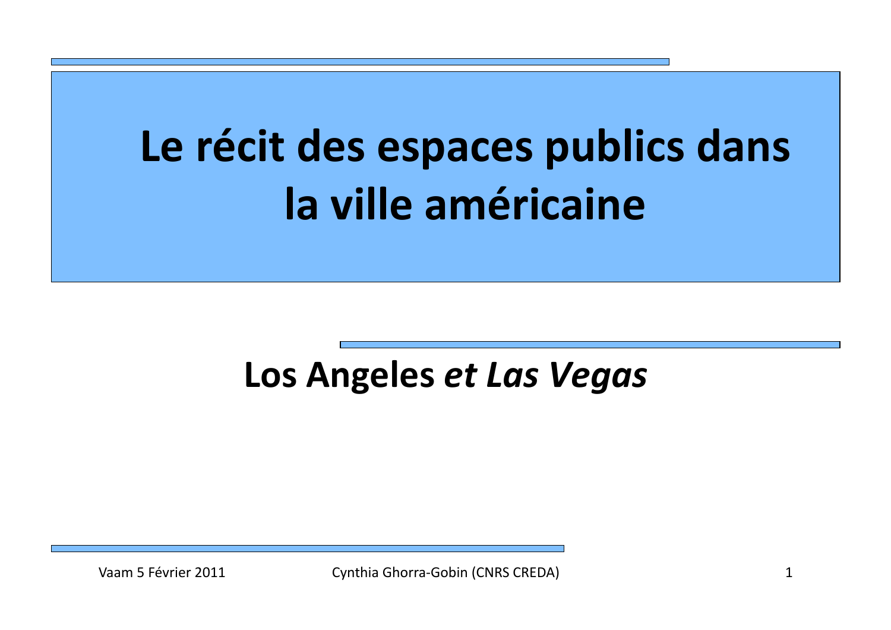# Le récit des espaces publics dans la ville américaine

## Los Angeles *et Las Vegas*

Vaam 5 Février 2011

Cynthia Ghorra-Gobin (CNRS CREDA)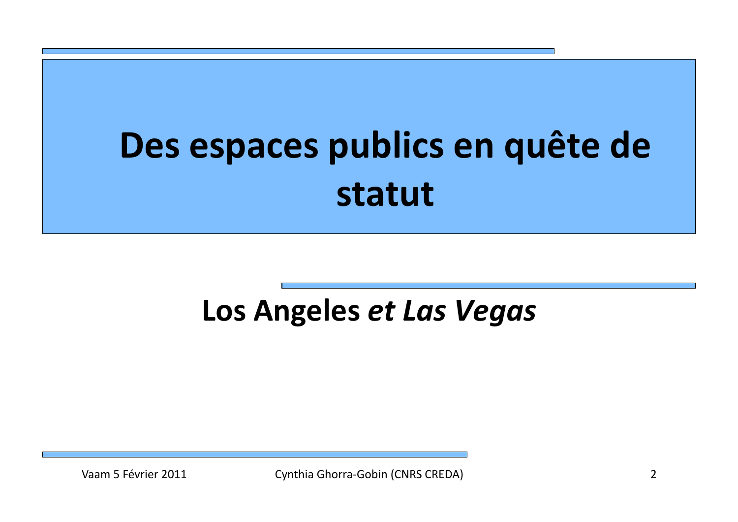# Des espaces publics en quête de statut

## Los Angeles *et Las Vegas*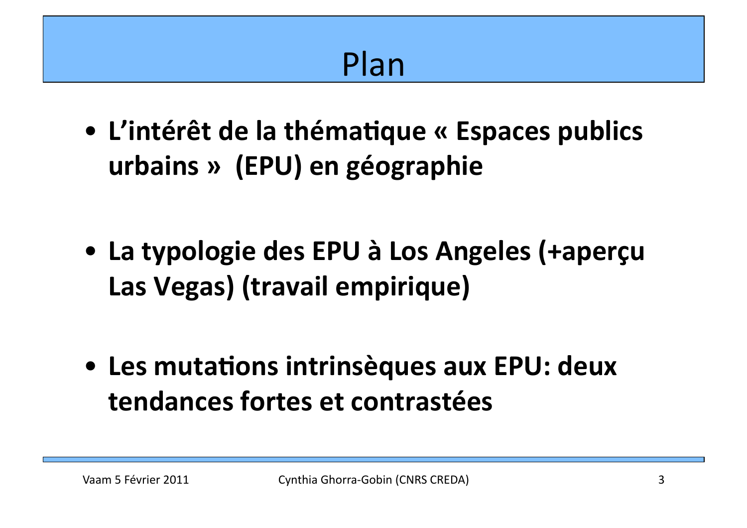# Plan

- **L'intérêt de la thématique « Espaces publics urbains » (EPU) en géographie**

- **La typologie des EPU à Los Angeles (+aperçu Las Vegas) (travail empirique)**

- **Les mutations intrinsèques aux EPU: deux tendances fortes et contrastées**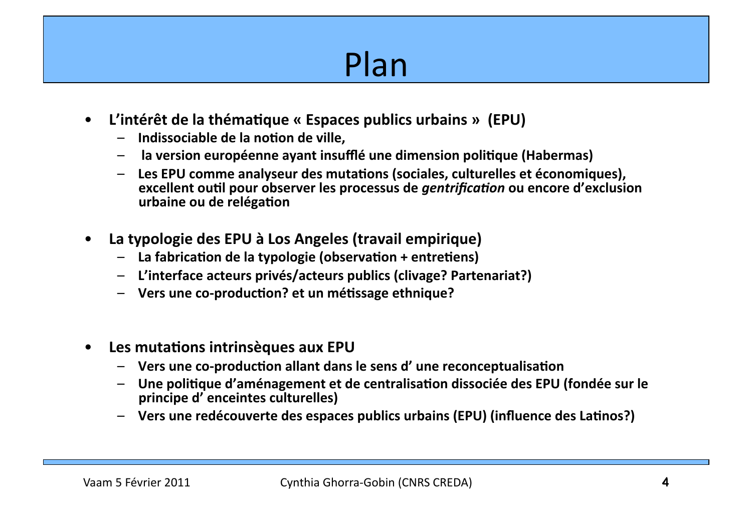# Plan

- **L'intérêt de la thématique « Espaces publics urbains » (EPU)**
  - **Indissociable de la notion de ville,**
  - **la version européenne ayant insufflé une dimension politique (Habermas)**
  - **Les EPU comme analyseur des mutations (sociales, culturelles et économiques), excellent outil pour observer les processus de *gentrification* ou encore d'exclusion urbaine ou de relégation**

- **La typologie des EPU à Los Angeles (travail empirique)**
  - **La fabrication de la typologie (observation + entretiens)**
  - **L'interface acteurs privés/acteurs publics (clivage? Partenariat?)**
  - **Vers une co-production? et un métissage ethnique?**

- **Les mutations intrinsèques aux EPU**
  - **Vers une co-production allant dans le sens d' une reconceptualisation**
  - **Une politique d'aménagement et de centralisation dissociée des EPU (fondée sur le principe d' enceintes culturelles)**
  - **Vers une redécouverte des espaces publics urbains (EPU) (influence des Latinos?)**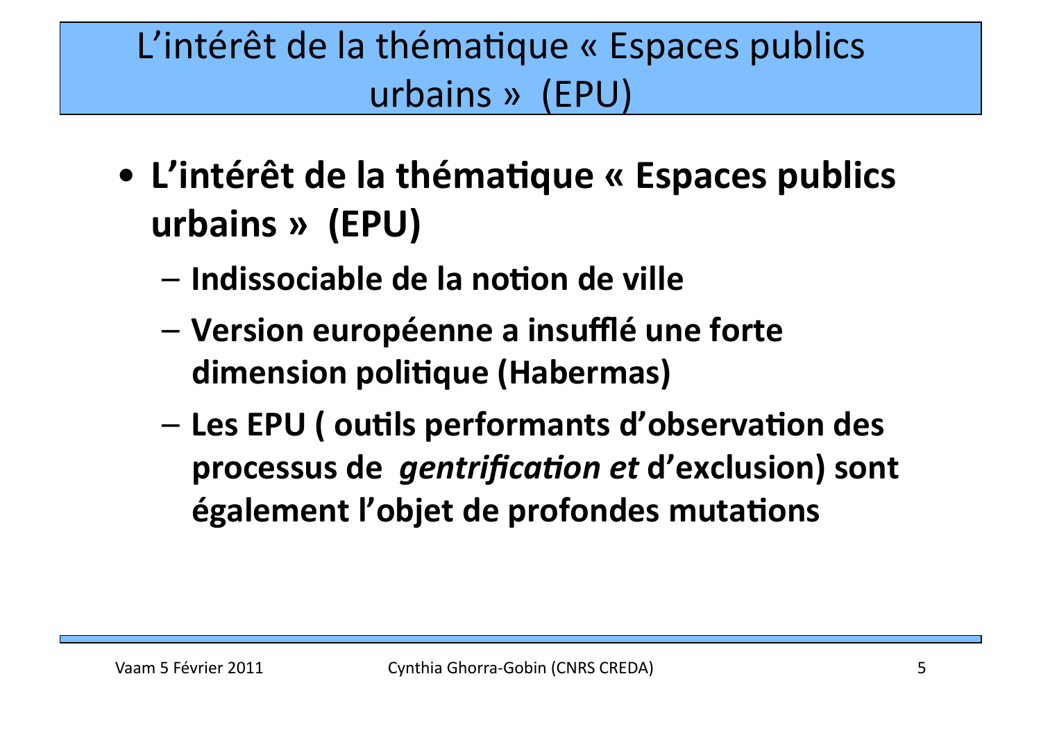# L'intérêt de la thématique « Espaces publics urbains » (EPU)

- **L'intérêt de la thématique « Espaces publics urbains » (EPU)**
  - **Indissociable de la notion de ville**
  - **Version européenne a insufflé une forte dimension politique (Habermas)**
  - **Les EPU ( outils performants d'observation des processus de *gentrification et* d'exclusion) sont également l'objet de profondes mutations**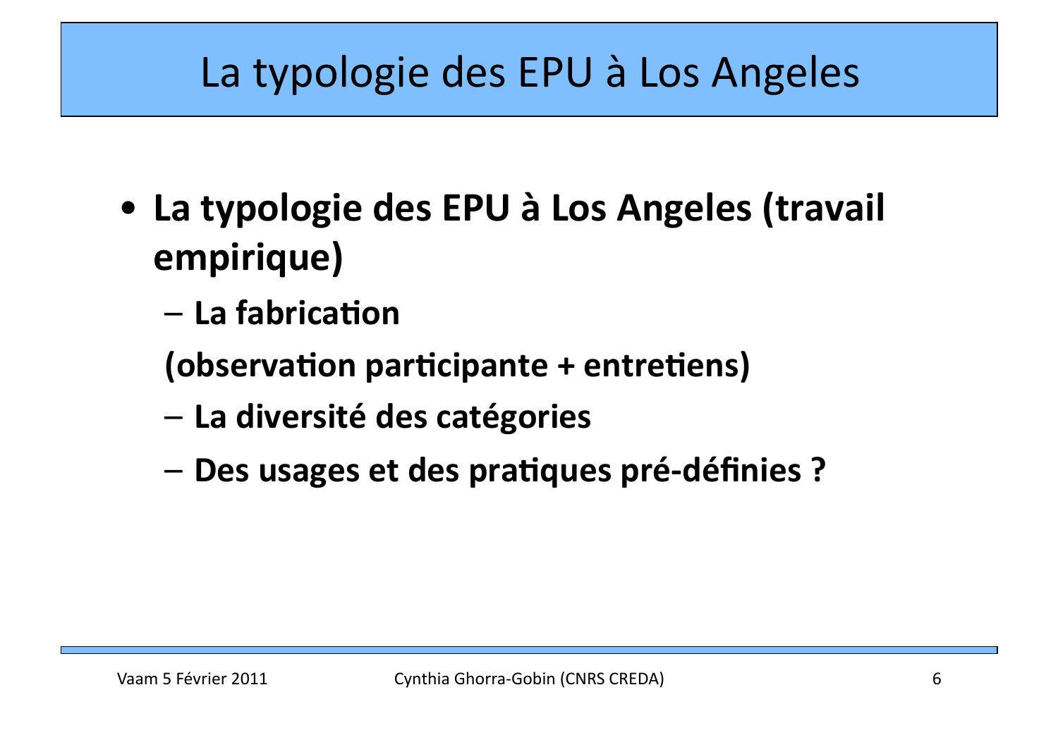# La typologie des EPU à Los Angeles

- **La typologie des EPU à Los Angeles (travail empirique)**
  - **La fabrication**

    **(observation participante + entretiens)**
  - **La diversité des catégories**
  - **Des usages et des pratiques pré-définies ?**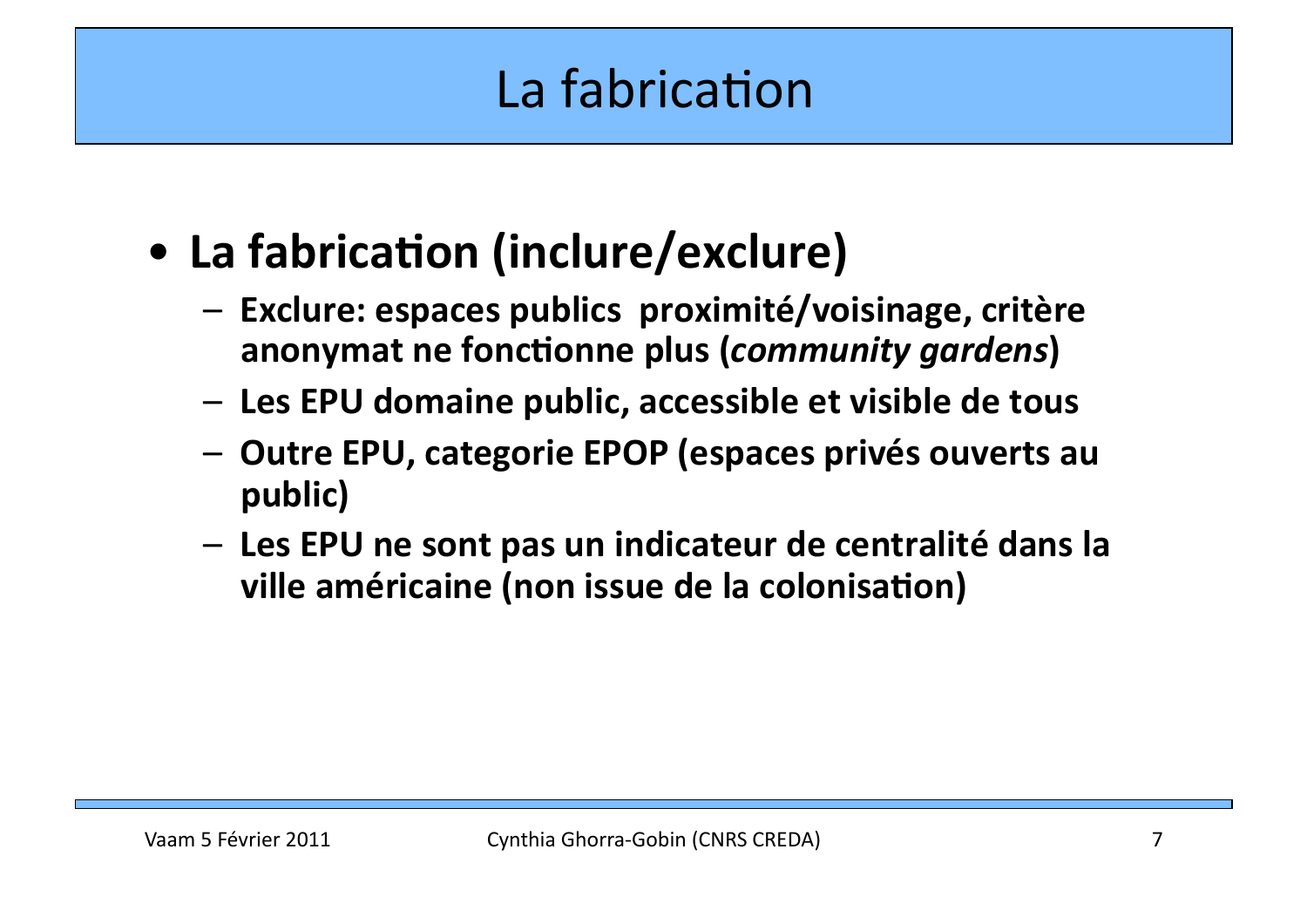# La fabrication

- **La fabrication (inclure/exclure)**
  - **Exclure: espaces publics  proximité/voisinage, critère anonymat ne fonctionne plus (*community gardens*)**
  - **Les EPU domaine public, accessible et visible de tous**
  - **Outre EPU, categorie EPOP (espaces privés ouverts au public)**
  - **Les EPU ne sont pas un indicateur de centralité dans la ville américaine (non issue de la colonisation)**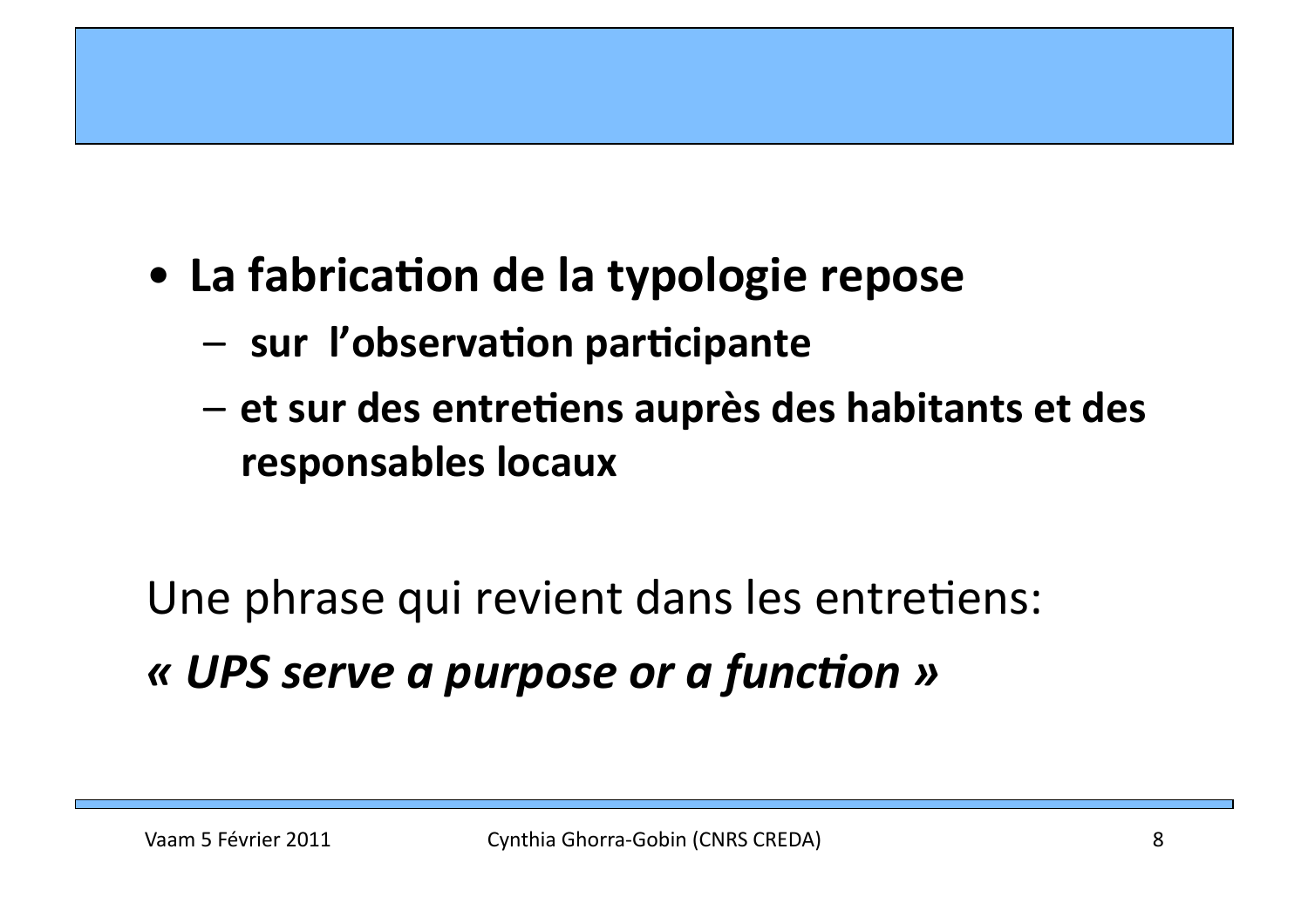- **La fabrication de la typologie repose**
  - **sur l'observation participante**
  - **et sur des entretiens auprès des habitants et des responsables locaux**

Une phrase qui revient dans les entretiens:

***« UPS serve a purpose or a function »***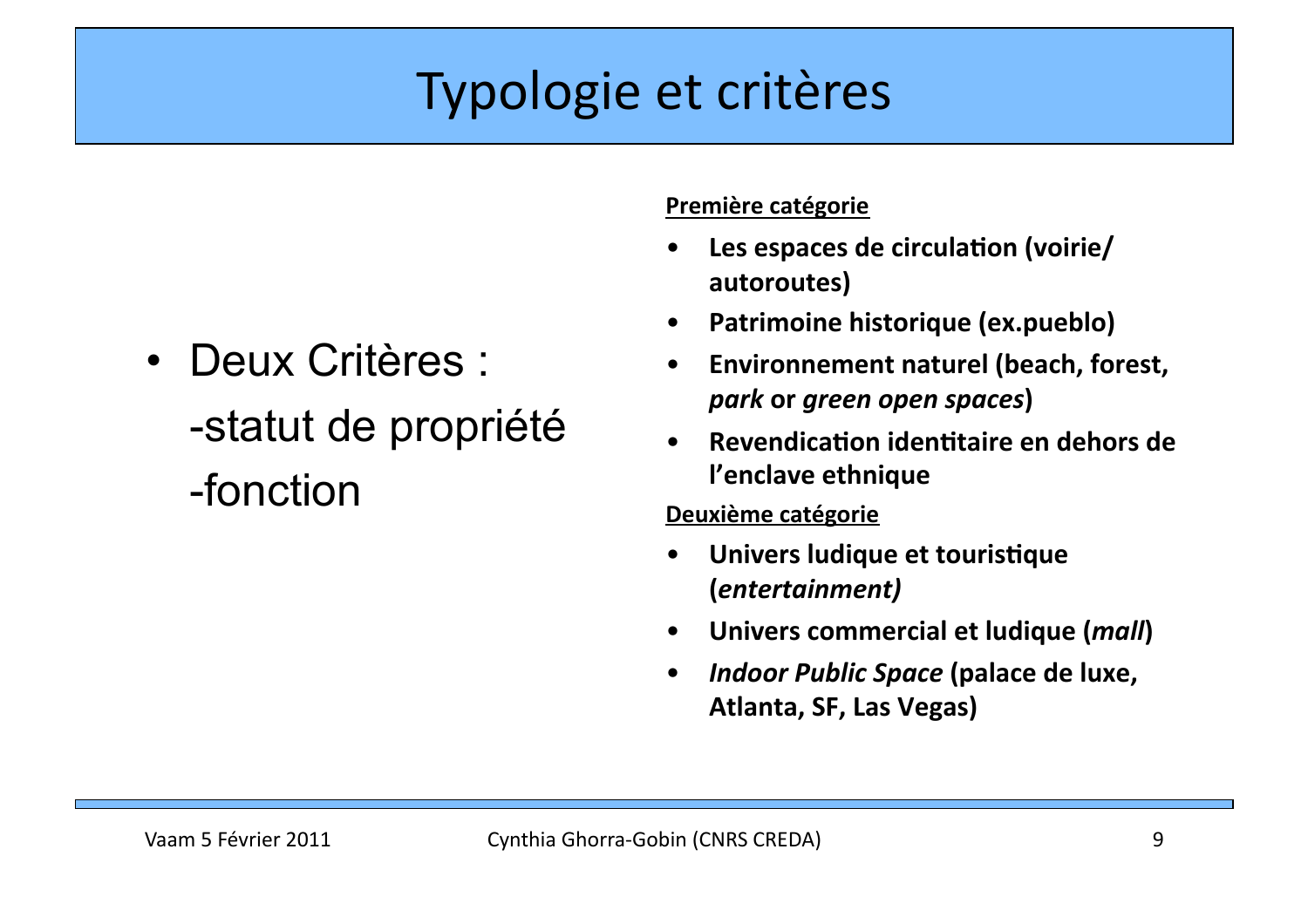# Typologie et critères

- Deux Critères :
  - -statut de propriété
  - -fonction

**<u>Première catégorie</u>**

- **Les espaces de circulation (voirie/ autoroutes)**
- **Patrimoine historique (ex.pueblo)**
- **Environnement naturel (beach, forest, *park* or *green open spaces*)**
- **Revendication identitaire en dehors de l'enclave ethnique**

**<u>Deuxième catégorie</u>**

- **Univers ludique et touristique (*entertainment)***
- **Univers commercial et ludique (*mall*)**
- ***Indoor Public Space* (palace de luxe, Atlanta, SF, Las Vegas)**

Vaam 5 Février 2011 — Cynthia Ghorra-Gobin (CNRS CREDA)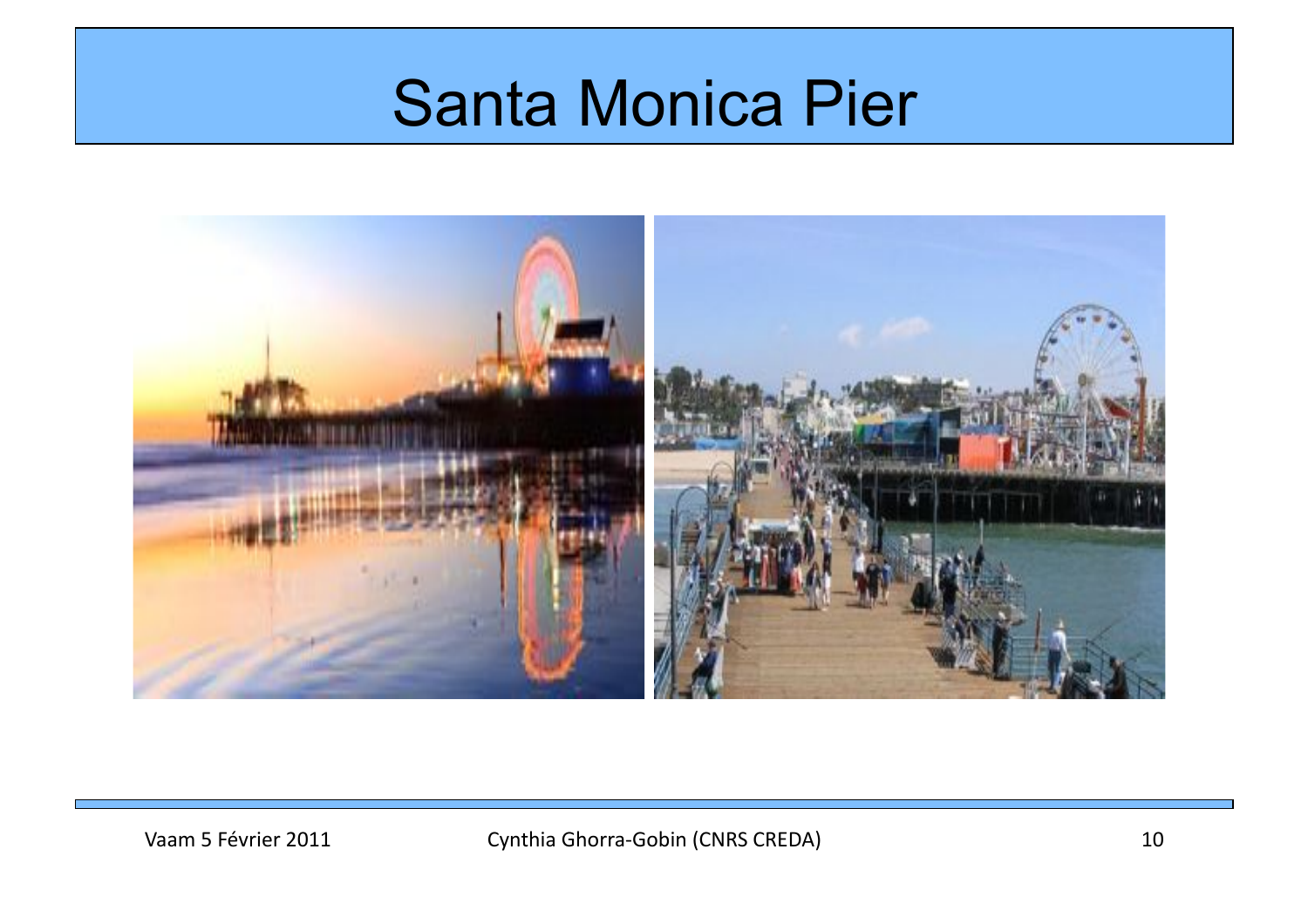# Santa Monica Pier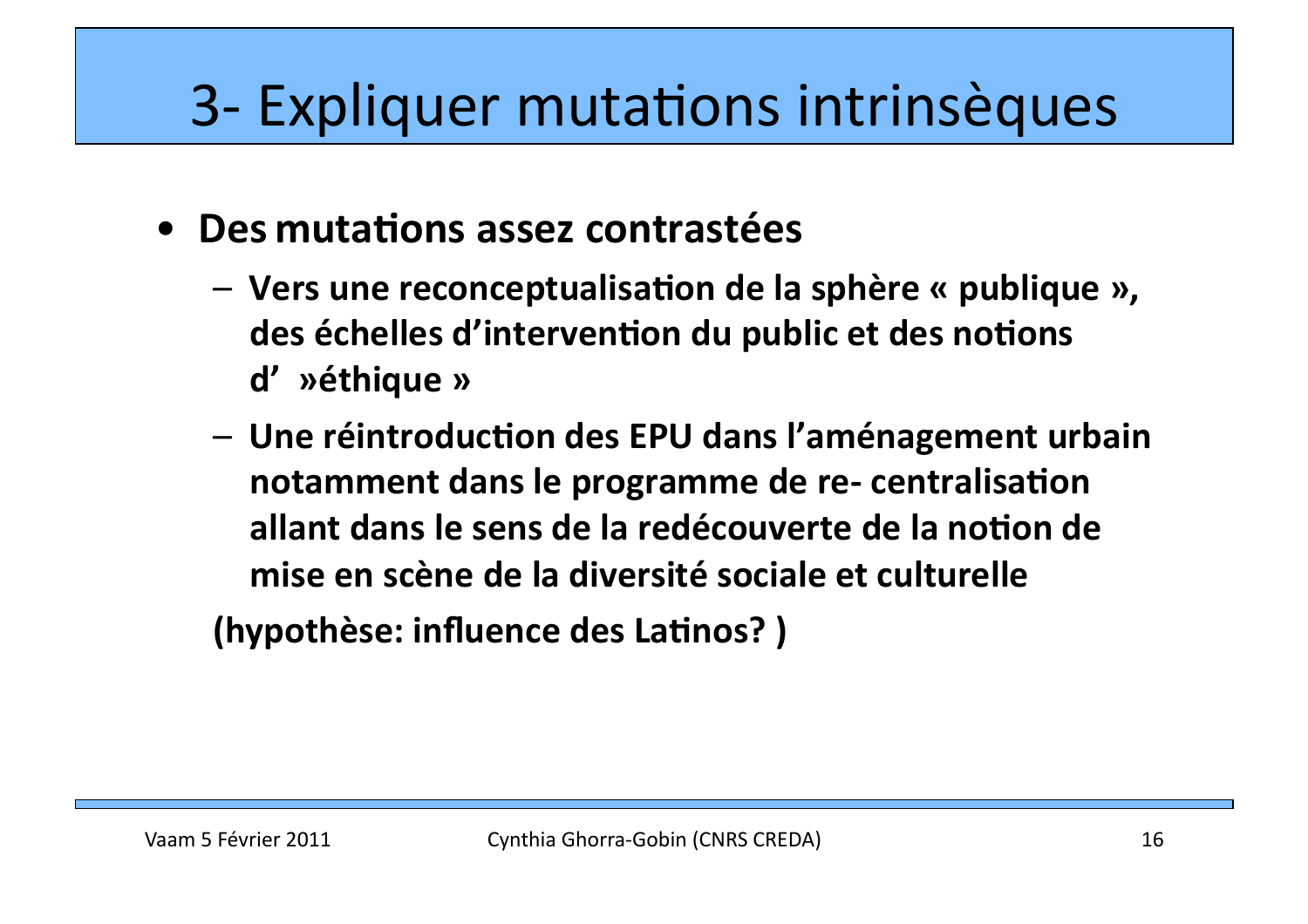# 3- Expliquer mutations intrinsèques

- **Des mutations assez contrastées**
  - **Vers une reconceptualisation de la sphère « publique », des échelles d'intervention du public et des notions d' »éthique »**
  - **Une réintroduction des EPU dans l'aménagement urbain notamment dans le programme de re- centralisation allant dans le sens de la redécouverte de la notion de mise en scène de la diversité sociale et culturelle**

**(hypothèse: influence des Latinos? )**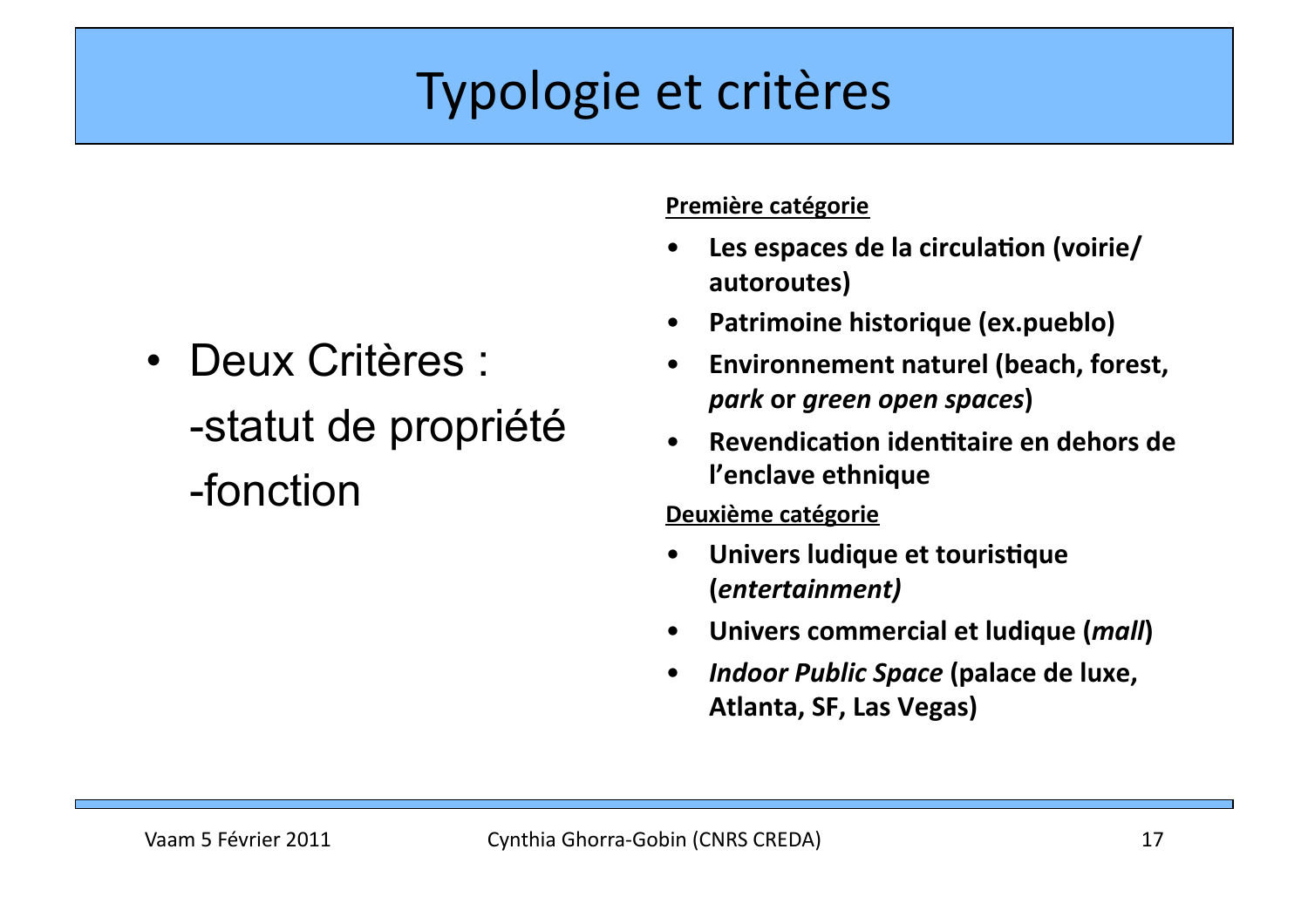# Typologie et critères

- Deux Critères :
  - statut de propriété
  - fonction

**<u>Première catégorie</u>**

- **Les espaces de la circulation (voirie/autoroutes)**
- **Patrimoine historique (ex.pueblo)**
- **Environnement naturel (beach, forest, *park* or *green open spaces*)**
- **Revendication identitaire en dehors de l'enclave ethnique**

**<u>Deuxième catégorie</u>**

- **Univers ludique et touristique (*entertainment)***
- **Univers commercial et ludique (*mall*)**
- ***Indoor Public Space* (palace de luxe, Atlanta, SF, Las Vegas)**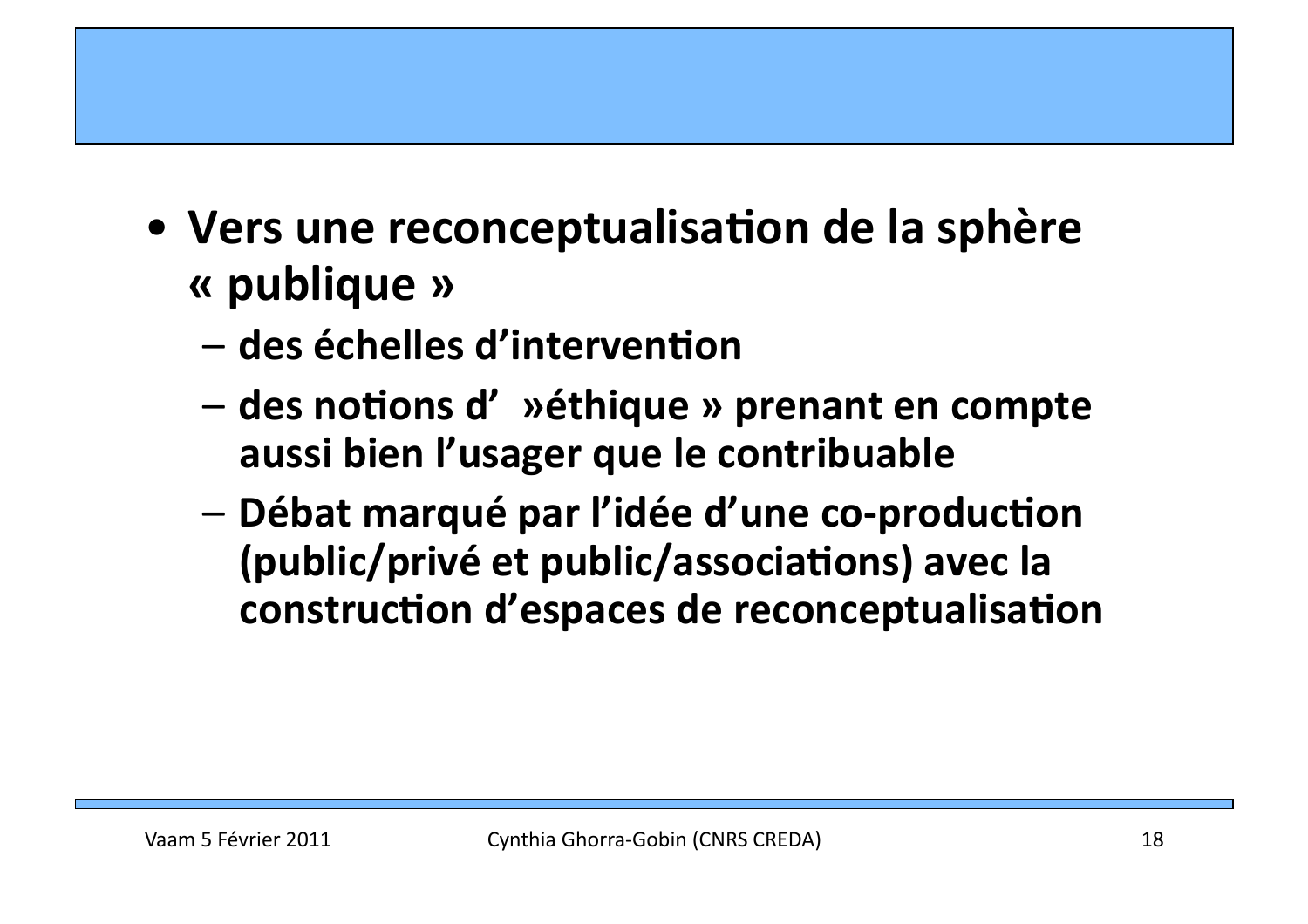- **Vers une reconceptualisation de la sphère « publique »**
  - **des échelles d'intervention**
  - **des notions d' »éthique » prenant en compte aussi bien l'usager que le contribuable**
  - **Débat marqué par l'idée d'une co-production (public/privé et public/associations) avec la construction d'espaces de reconceptualisation**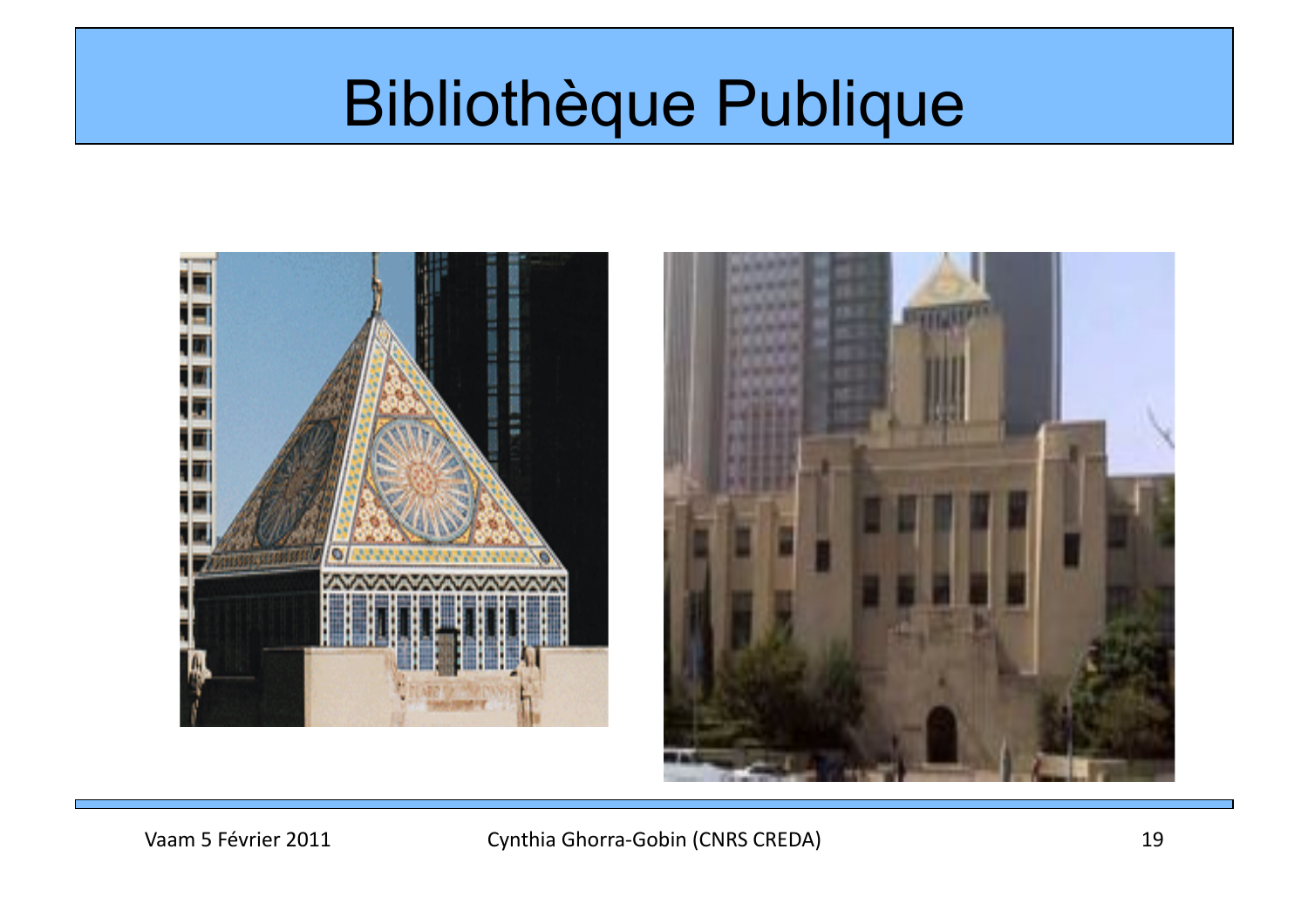# Bibliothèque Publique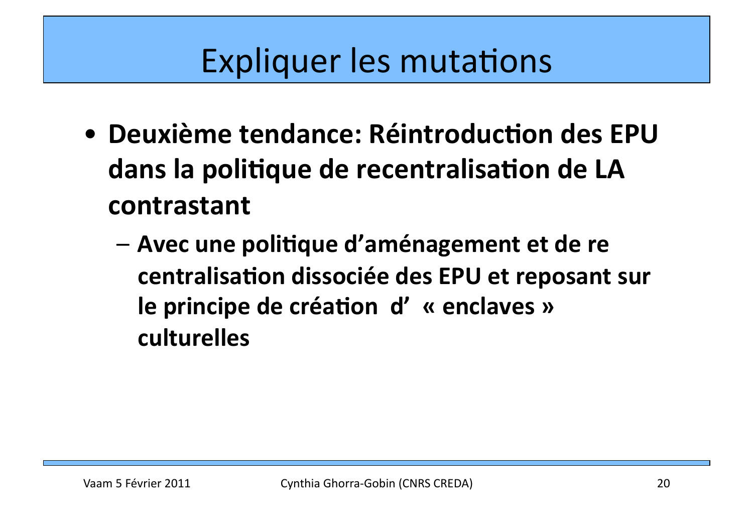# Expliquer les mutations

- **Deuxième tendance: Réintroduction des EPU dans la politique de recentralisation de LA contrastant**
  - **Avec une politique d'aménagement et de re centralisation dissociée des EPU et reposant sur le principe de création d' « enclaves » culturelles**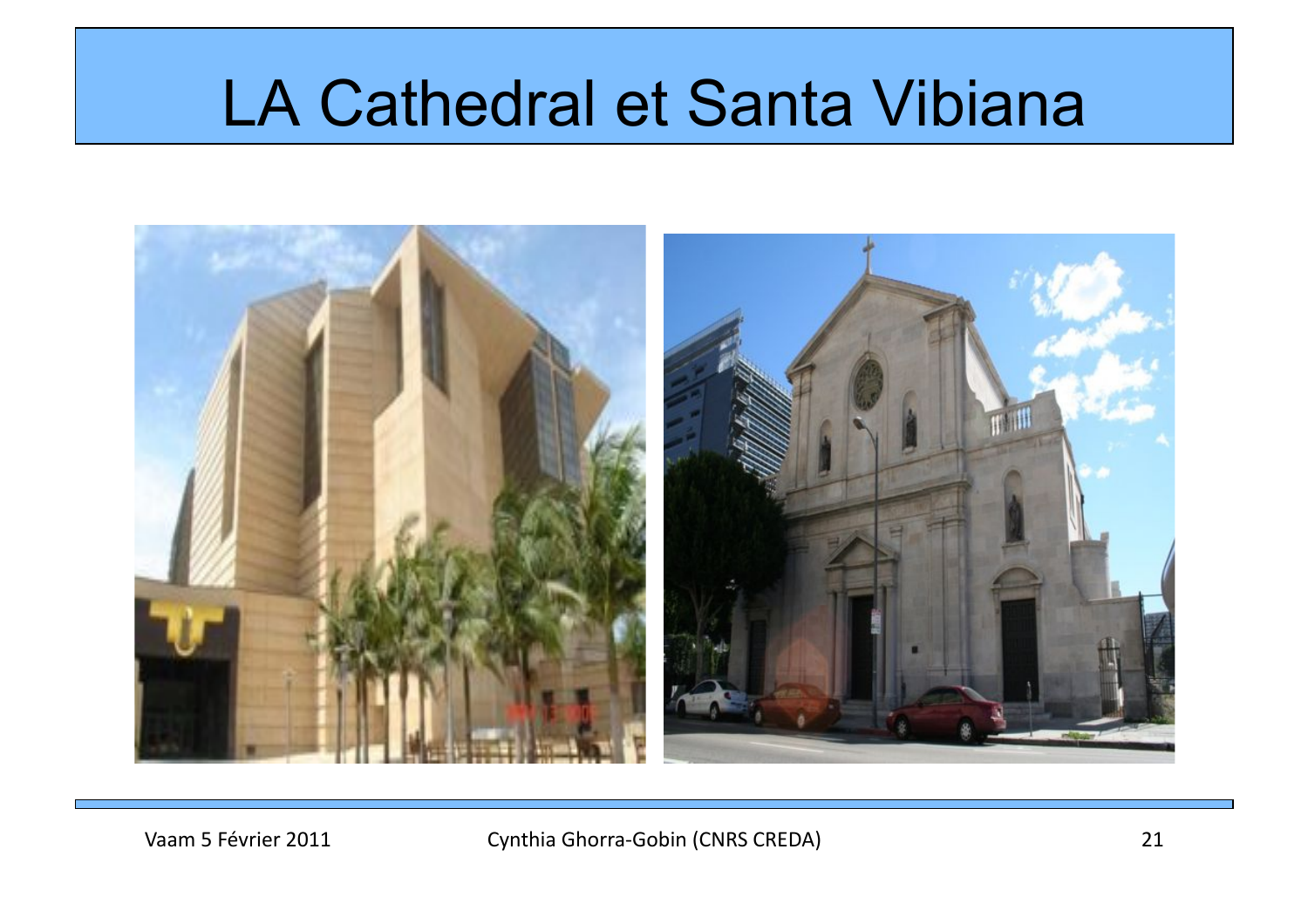# LA Cathedral et Santa Vibiana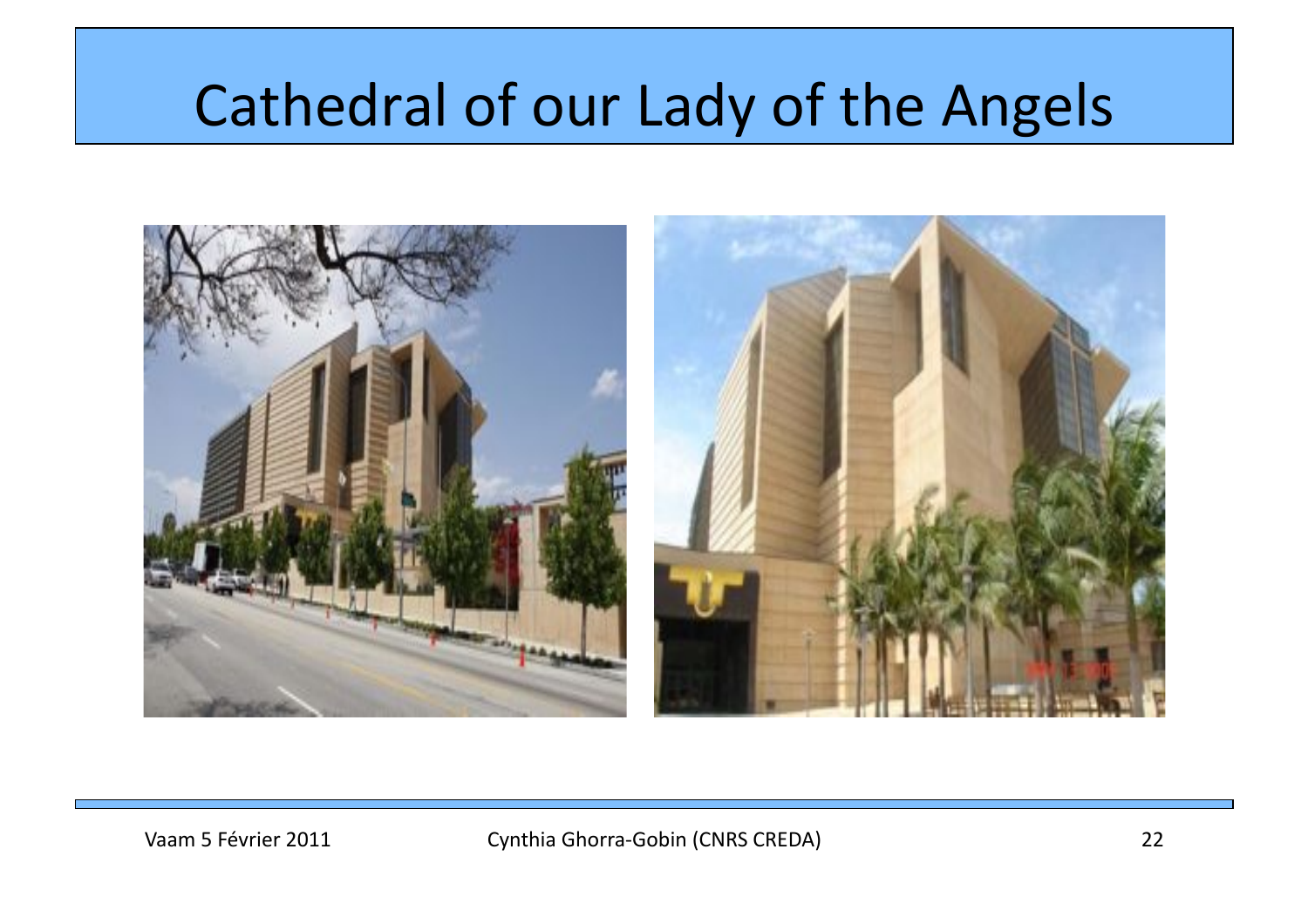# Cathedral of our Lady of the Angels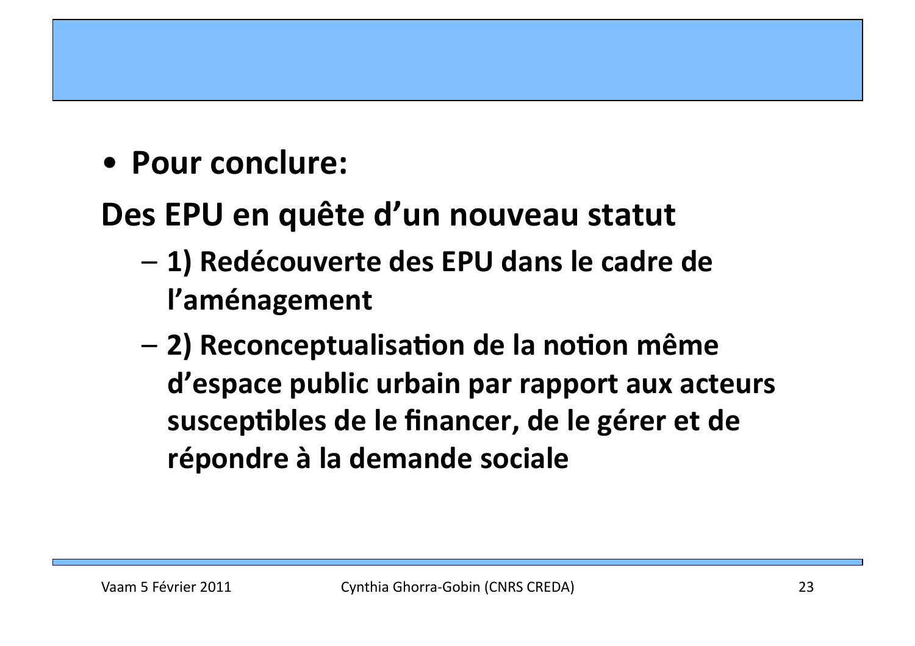- **Pour conclure:**

**Des EPU en quête d'un nouveau statut**

- **1) Redécouverte des EPU dans le cadre de l'aménagement**
- **2) Reconceptualisation de la notion même d'espace public urbain par rapport aux acteurs susceptibles de le financer, de le gérer et de répondre à la demande sociale**